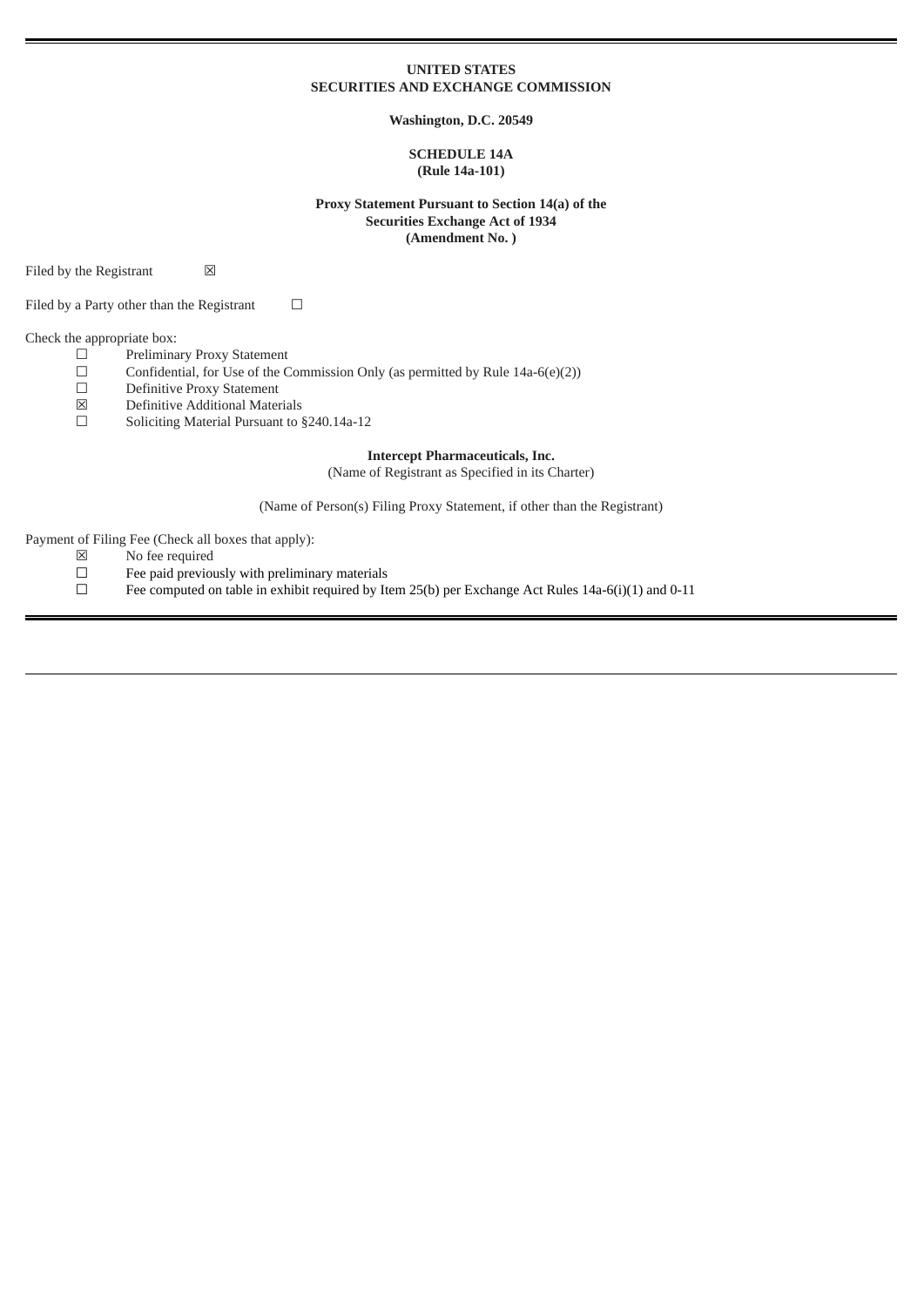**UNITED STATES**
**SECURITIES AND EXCHANGE COMMISSION**

**Washington, D.C. 20549**

**SCHEDULE 14A**
**(Rule 14a-101)**

**Proxy Statement Pursuant to Section 14(a) of the**
**Securities Exchange Act of 1934**
**(Amendment No. )**

Filed by the Registrant ☒

Filed by a Party other than the Registrant ☐

Check the appropriate box:

☐ Preliminary Proxy Statement
☐ Confidential, for Use of the Commission Only (as permitted by Rule 14a-6(e)(2))
☐ Definitive Proxy Statement
☒ Definitive Additional Materials
☐ Soliciting Material Pursuant to §240.14a-12

**Intercept Pharmaceuticals, Inc.**
(Name of Registrant as Specified in its Charter)

(Name of Person(s) Filing Proxy Statement, if other than the Registrant)

Payment of Filing Fee (Check all boxes that apply):

☒ No fee required
☐ Fee paid previously with preliminary materials
☐ Fee computed on table in exhibit required by Item 25(b) per Exchange Act Rules 14a-6(i)(1) and 0-11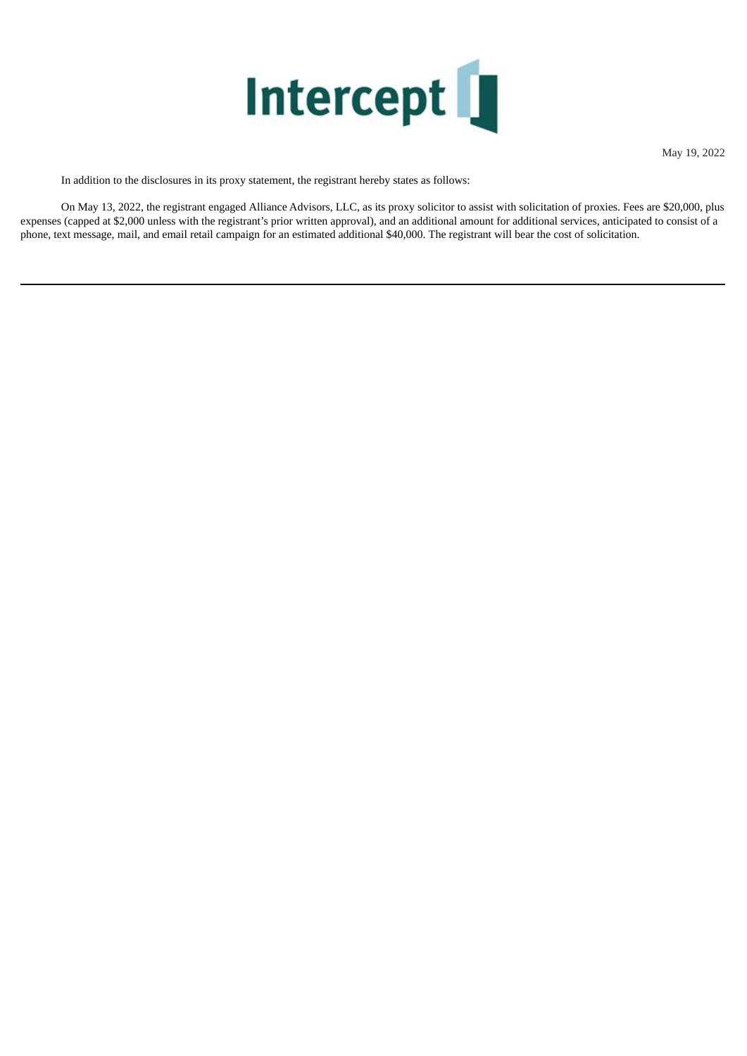Intercept

May 19, 2022

In addition to the disclosures in its proxy statement, the registrant hereby states as follows:

On May 13, 2022, the registrant engaged Alliance Advisors, LLC, as its proxy solicitor to assist with solicitation of proxies. Fees are $20,000, plus expenses (capped at $2,000 unless with the registrant's prior written approval), and an additional amount for additional services, anticipated to consist of a phone, text message, mail, and email retail campaign for an estimated additional $40,000. The registrant will bear the cost of solicitation.